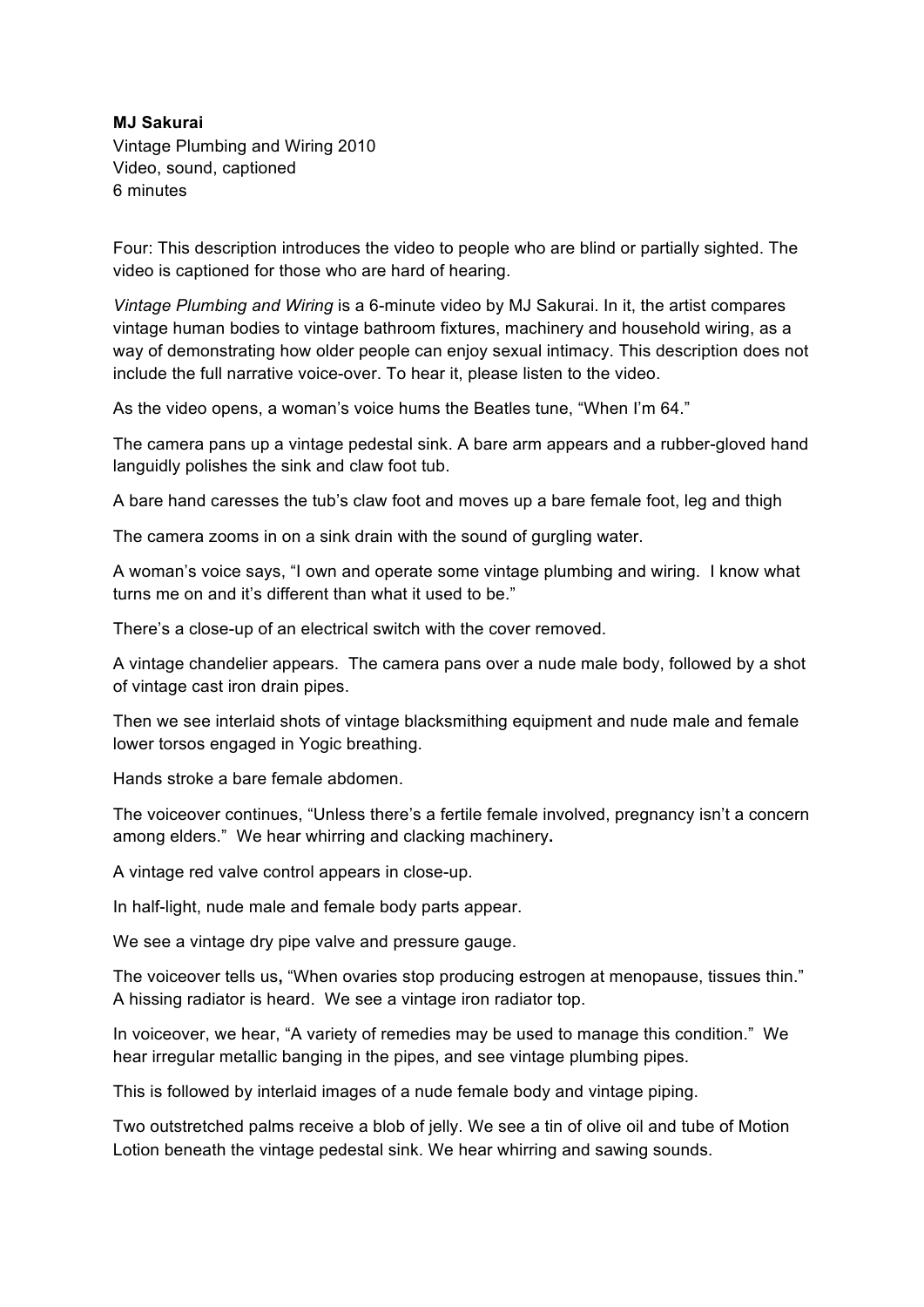**MJ Sakurai**
Vintage Plumbing and Wiring 2010
Video, sound, captioned
6 minutes

Four: This description introduces the video to people who are blind or partially sighted. The video is captioned for those who are hard of hearing.

*Vintage Plumbing and Wiring* is a 6-minute video by MJ Sakurai. In it, the artist compares vintage human bodies to vintage bathroom fixtures, machinery and household wiring, as a way of demonstrating how older people can enjoy sexual intimacy. This description does not include the full narrative voice-over. To hear it, please listen to the video.

As the video opens, a woman's voice hums the Beatles tune, "When I'm 64."

The camera pans up a vintage pedestal sink. A bare arm appears and a rubber-gloved hand languidly polishes the sink and claw foot tub.

A bare hand caresses the tub's claw foot and moves up a bare female foot, leg and thigh

The camera zooms in on a sink drain with the sound of gurgling water.

A woman's voice says, "I own and operate some vintage plumbing and wiring. I know what turns me on and it's different than what it used to be."

There's a close-up of an electrical switch with the cover removed.

A vintage chandelier appears. The camera pans over a nude male body, followed by a shot of vintage cast iron drain pipes.

Then we see interlaid shots of vintage blacksmithing equipment and nude male and female lower torsos engaged in Yogic breathing.

Hands stroke a bare female abdomen.

The voiceover continues, "Unless there's a fertile female involved, pregnancy isn't a concern among elders." We hear whirring and clacking machinery**.**

A vintage red valve control appears in close-up.

In half-light, nude male and female body parts appear.

We see a vintage dry pipe valve and pressure gauge.

The voiceover tells us**,** "When ovaries stop producing estrogen at menopause, tissues thin." A hissing radiator is heard. We see a vintage iron radiator top.

In voiceover, we hear, "A variety of remedies may be used to manage this condition." We hear irregular metallic banging in the pipes, and see vintage plumbing pipes.

This is followed by interlaid images of a nude female body and vintage piping.

Two outstretched palms receive a blob of jelly. We see a tin of olive oil and tube of Motion Lotion beneath the vintage pedestal sink. We hear whirring and sawing sounds.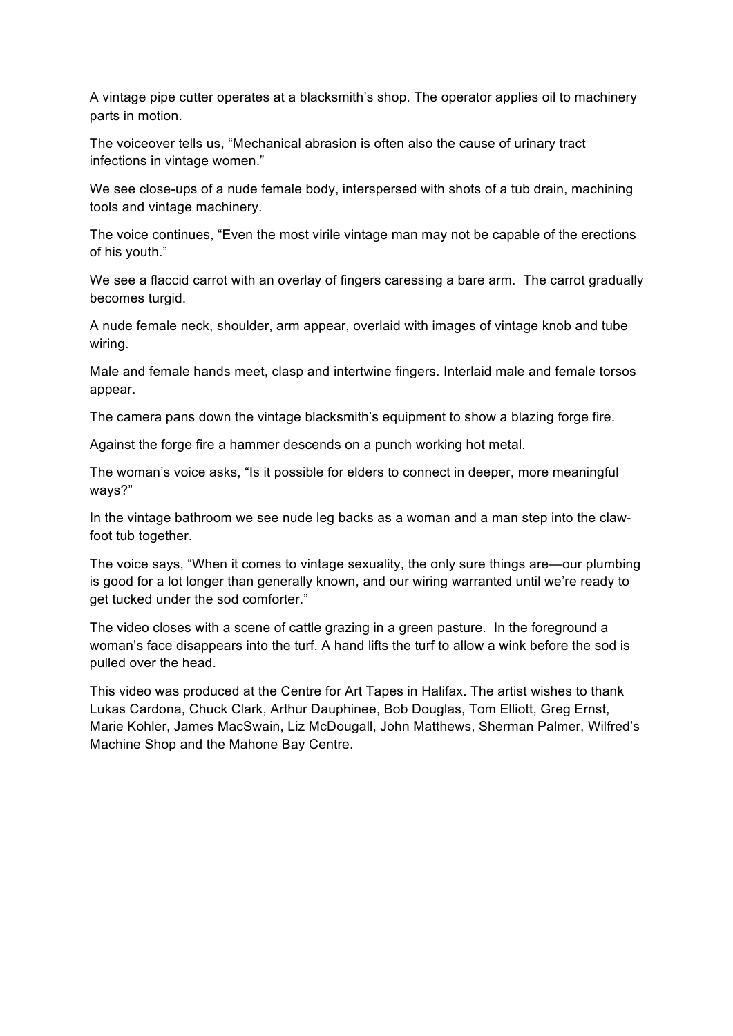A vintage pipe cutter operates at a blacksmith's shop. The operator applies oil to machinery parts in motion.

The voiceover tells us, "Mechanical abrasion is often also the cause of urinary tract infections in vintage women."

We see close-ups of a nude female body, interspersed with shots of a tub drain, machining tools and vintage machinery.

The voice continues, "Even the most virile vintage man may not be capable of the erections of his youth."

We see a flaccid carrot with an overlay of fingers caressing a bare arm. The carrot gradually becomes turgid.

A nude female neck, shoulder, arm appear, overlaid with images of vintage knob and tube wiring.

Male and female hands meet, clasp and intertwine fingers. Interlaid male and female torsos appear.

The camera pans down the vintage blacksmith's equipment to show a blazing forge fire.

Against the forge fire a hammer descends on a punch working hot metal.

The woman's voice asks, "Is it possible for elders to connect in deeper, more meaningful ways?"

In the vintage bathroom we see nude leg backs as a woman and a man step into the claw-foot tub together.

The voice says, "When it comes to vintage sexuality, the only sure things are—our plumbing is good for a lot longer than generally known, and our wiring warranted until we're ready to get tucked under the sod comforter."

The video closes with a scene of cattle grazing in a green pasture. In the foreground a woman's face disappears into the turf. A hand lifts the turf to allow a wink before the sod is pulled over the head.

This video was produced at the Centre for Art Tapes in Halifax. The artist wishes to thank Lukas Cardona, Chuck Clark, Arthur Dauphinee, Bob Douglas, Tom Elliott, Greg Ernst, Marie Kohler, James MacSwain, Liz McDougall, John Matthews, Sherman Palmer, Wilfred's Machine Shop and the Mahone Bay Centre.